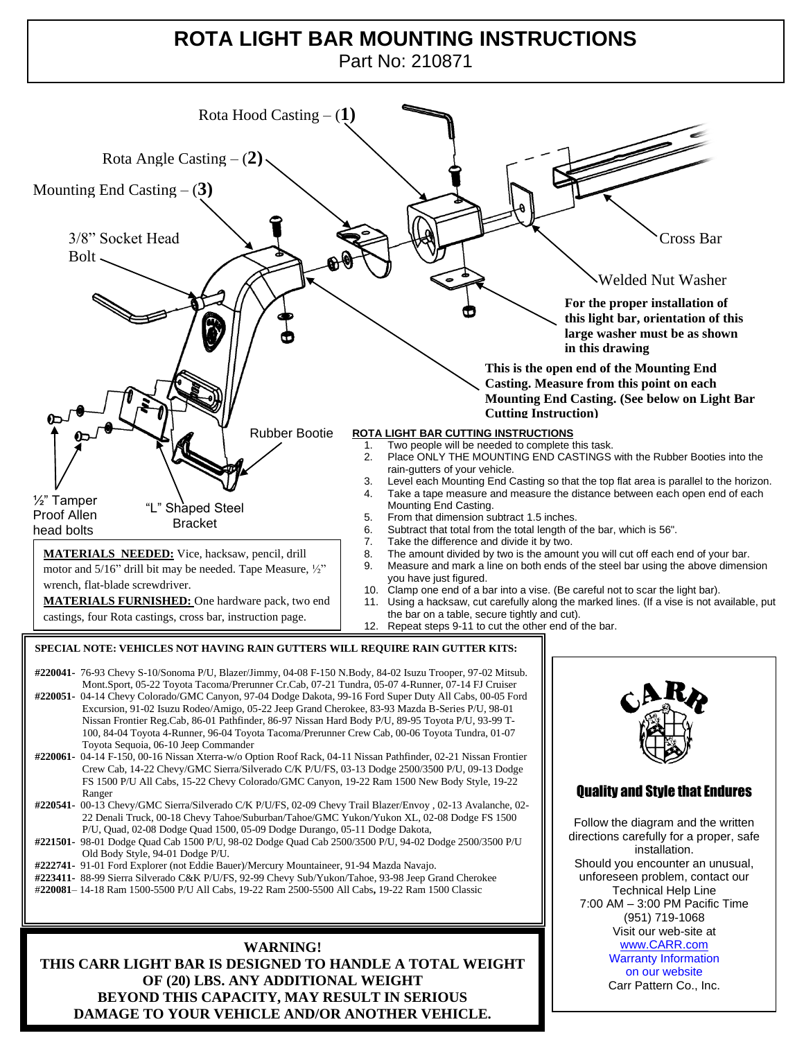# ROTA LIGHT BAR MOUNTING INSTRUCTIONS

Part No: 210871

Rota Hood Casting – (**1**)

Rota Angle Casting – (**2**)

Mounting End Casting – (**3**)

3/8" Socket Head Bolt

Cross Bar

Welded Nut Washer

**For the proper installation of this light bar, orientation of this large washer must be as shown in this drawing**

**This is the open end of the Mounting End Casting. Measure from this point on each Mounting End Casting. (See below on Light Bar Cutting Instruction)**

Rubber Bootie

½" Tamper Proof Allen head bolts

"L" Shaped Steel Bracket

**MATERIALS NEEDED:** Vice, hacksaw, pencil, drill motor and 5/16" drill bit may be needed. Tape Measure, ½" wrench, flat-blade screwdriver.

**MATERIALS FURNISHED:** One hardware pack, two end castings, four Rota castings, cross bar, instruction page.

## ROTA LIGHT BAR CUTTING INSTRUCTIONS

1. Two people will be needed to complete this task.
2. Place ONLY THE MOUNTING END CASTINGS with the Rubber Booties into the rain-gutters of your vehicle.
3. Level each Mounting End Casting so that the top flat area is parallel to the horizon.
4. Take a tape measure and measure the distance between each open end of each Mounting End Casting.
5. From that dimension subtract 1.5 inches.
6. Subtract that total from the total length of the bar, which is 56".
7. Take the difference and divide it by two.
8. The amount divided by two is the amount you will cut off each end of your bar.
9. Measure and mark a line on both ends of the steel bar using the above dimension you have just figured.
10. Clamp one end of a bar into a vise. (Be careful not to scar the light bar).
11. Using a hacksaw, cut carefully along the marked lines. (If a vise is not available, put the bar on a table, secure tightly and cut).
12. Repeat steps 9-11 to cut the other end of the bar.

**SPECIAL NOTE: VEHICLES NOT HAVING RAIN GUTTERS WILL REQUIRE RAIN GUTTER KITS:**

**#220041-** 76-93 Chevy S-10/Sonoma P/U, Blazer/Jimmy, 04-08 F-150 N.Body, 84-02 Isuzu Trooper, 97-02 Mitsub. Mont.Sport, 05-22 Toyota Tacoma/Prerunner Cr.Cab, 07-21 Tundra, 05-07 4-Runner, 07-14 FJ Cruiser

**#220051-** 04-14 Chevy Colorado/GMC Canyon, 97-04 Dodge Dakota, 99-16 Ford Super Duty All Cabs, 00-05 Ford Excursion, 91-02 Isuzu Rodeo/Amigo, 05-22 Jeep Grand Cherokee, 83-93 Mazda B-Series P/U, 98-01 Nissan Frontier Reg.Cab, 86-01 Pathfinder, 86-97 Nissan Hard Body P/U, 89-95 Toyota P/U, 93-99 T-100, 84-04 Toyota 4-Runner, 96-04 Toyota Tacoma/Prerunner Crew Cab, 00-06 Toyota Tundra, 01-07 Toyota Sequoia, 06-10 Jeep Commander

**#220061-** 04-14 F-150, 00-16 Nissan Xterra-w/o Option Roof Rack, 04-11 Nissan Pathfinder, 02-21 Nissan Frontier Crew Cab, 14-22 Chevy/GMC Sierra/Silverado C/K P/U/FS, 03-13 Dodge 2500/3500 P/U, 09-13 Dodge FS 1500 P/U All Cabs, 15-22 Chevy Colorado/GMC Canyon, 19-22 Ram 1500 New Body Style, 19-22 Ranger

**#220541-** 00-13 Chevy/GMC Sierra/Silverado C/K P/U/FS, 02-09 Chevy Trail Blazer/Envoy , 02-13 Avalanche, 02-22 Denali Truck, 00-18 Chevy Tahoe/Suburban/Tahoe/GMC Yukon/Yukon XL, 02-08 Dodge FS 1500 P/U, Quad, 02-08 Dodge Quad 1500, 05-09 Dodge Durango, 05-11 Dodge Dakota,

**#221501-** 98-01 Dodge Quad Cab 1500 P/U, 98-02 Dodge Quad Cab 2500/3500 P/U, 94-02 Dodge 2500/3500 P/U Old Body Style, 94-01 Dodge P/U.

**#222741-** 91-01 Ford Explorer (not Eddie Bauer)/Mercury Mountaineer, 91-94 Mazda Navajo.

**#223411-** 88-99 Sierra Silverado C&K P/U/FS, 92-99 Chevy Sub/Yukon/Tahoe, 93-98 Jeep Grand Cherokee

**#220081**– 14-18 Ram 1500-5500 P/U All Cabs, 19-22 Ram 2500-5500 All Cabs**,** 19-22 Ram 1500 Classic

**WARNING!**
**THIS CARR LIGHT BAR IS DESIGNED TO HANDLE A TOTAL WEIGHT OF (20) LBS. ANY ADDITIONAL WEIGHT BEYOND THIS CAPACITY, MAY RESULT IN SERIOUS DAMAGE TO YOUR VEHICLE AND/OR ANOTHER VEHICLE.**

CARR

**Quality and Style that Endures**

Follow the diagram and the written directions carefully for a proper, safe installation.
Should you encounter an unusual, unforeseen problem, contact our Technical Help Line
7:00 AM – 3:00 PM Pacific Time
(951) 719-1068
Visit our web-site at
www.CARR.com
Warranty Information on our website
Carr Pattern Co., Inc.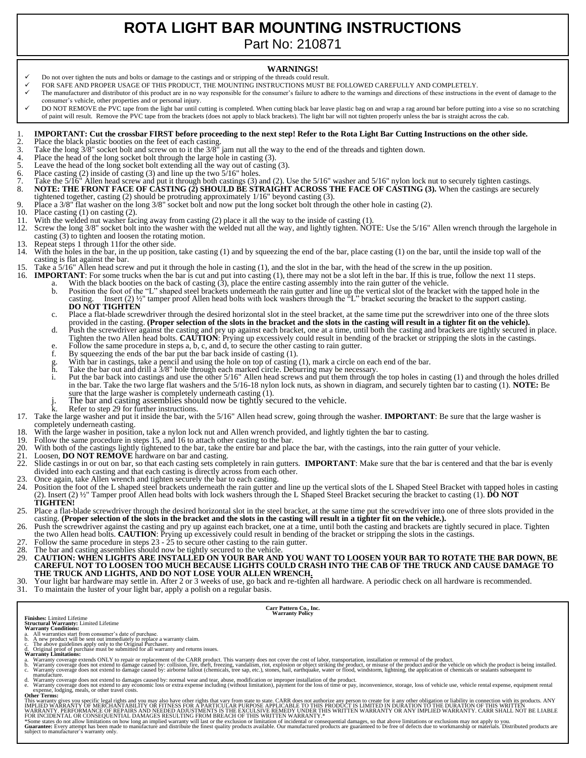# ROTA LIGHT BAR MOUNTING INSTRUCTIONS

Part No: 210871

**WARNINGS!**

- ✓ Do not over tighten the nuts and bolts or damage to the castings and or stripping of the threads could result.
- ✓ FOR SAFE AND PROPER USAGE OF THIS PRODUCT, THE MOUNTING INSTRUCTIONS MUST BE FOLLOWED CAREFULLY AND COMPLETELY.
- ✓ The manufacturer and distributor of this product are in no way responsible for the consumer's failure to adhere to the warnings and directions of these instructions in the event of damage to the consumer's vehicle, other properties and or personal injury.
- ✓ DO NOT REMOVE the PVC tape from the light bar until cutting is completed. When cutting black bar leave plastic bag on and wrap a rag around bar before putting into a vise so no scratching of paint will result. Remove the PVC tape from the brackets (does not apply to black brackets). The light bar will not tighten properly unless the bar is straight across the cab.

1. **IMPORTANT: Cut the crossbar FIRST before proceeding to the next step! Refer to the Rota Light Bar Cutting Instructions on the other side.**
2. Place the black plastic booties on the feet of each casting.
3. Take the long 3/8" socket bolt and screw on to it the 3/8" jam nut all the way to the end of the threads and tighten down.
4. Place the head of the long socket bolt through the large hole in casting (3).
5. Leave the head of the long socket bolt extending all the way out of casting (3).
6. Place casting (2) inside of casting (3) and line up the two 5/16" holes.
7. Take the 5/16" Allen head screw and put it through both castings (3) and (2). Use the 5/16" washer and 5/16" nylon lock nut to securely tighten castings.
8. **NOTE: THE FRONT FACE OF CASTING (2) SHOULD BE STRAIGHT ACROSS THE FACE OF CASTING (3).** When the castings are securely tightened together, casting (2) should be protruding approximately 1/16" beyond casting (3).
9. Place a 3/8" flat washer on the long 3/8" socket bolt and now put the long socket bolt through the other hole in casting (2).
10. Place casting (1) on casting (2).
11. With the welded nut washer facing away from casting (2) place it all the way to the inside of casting (1).
12. Screw the long 3/8" socket bolt into the washer with the welded nut all the way, and lightly tighten. NOTE: Use the 5/16" Allen wrench through the largehole in casting (3) to tighten and loosen the rotating motion.
13. Repeat steps 1 through 11for the other side.
14. With the holes in the bar, in the up position, take casting (1) and by squeezing the end of the bar, place casting (1) on the bar, until the inside top wall of the casting is flat against the bar.
15. Take a 5/16" Allen head screw and put it through the hole in casting (1), and the slot in the bar, with the head of the screw in the up position.
16. **IMPORTANT**: For some trucks when the bar is cut and put into casting (1), there may not be a slot left in the bar. If this is true, follow the next 11 steps.
    a. With the black booties on the back of casting (3), place the entire casting assembly into the rain gutter of the vehicle.
    b. Position the foot of the "L" shaped steel brackets underneath the rain gutter and line up the vertical slot of the bracket with the tapped hole in the casting. Insert (2) ½" tamper proof Allen head bolts with lock washers through the "L" bracket securing the bracket to the support casting. **DO NOT TIGHTEN**
    c. Place a flat-blade screwdriver through the desired horizontal slot in the steel bracket, at the same time put the screwdriver into one of the three slots provided in the casting. **(Proper selection of the slots in the bracket and the slots in the casting will result in a tighter fit on the vehicle).**
    d. Push the screwdriver against the casting and pry up against each bracket, one at a time, until both the casting and brackets are tightly secured in place. Tighten the two Allen head bolts. **CAUTION**: Prying up excessively could result in bending of the bracket or stripping the slots in the castings.
    e. Follow the same procedure in steps a, b, c, and d, to secure the other casting to rain gutter.
    f. By squeezing the ends of the bar put the bar back inside of casting (1).
    g. With bar in castings, take a pencil and using the hole on top of casting (1), mark a circle on each end of the bar.
    h. Take the bar out and drill a 3/8" hole through each marked circle. Deburring may be necessary.
    i. Put the bar back into castings and use the other 5/16" Allen head screws and put them through the top holes in casting (1) and through the holes drilled in the bar. Take the two large flat washers and the 5/16-18 nylon lock nuts, as shown in diagram, and securely tighten bar to casting (1). **NOTE:** Be sure that the large washer is completely underneath casting (1).
    j. The bar and casting assemblies should now be tightly secured to the vehicle.
    k. Refer to step 29 for further instructions.
17. Take the large washer and put it inside the bar, with the 5/16" Allen head screw, going through the washer. **IMPORTANT**: Be sure that the large washer is completely underneath casting.
18. With the large washer in position, take a nylon lock nut and Allen wrench provided, and lightly tighten the bar to casting.
19. Follow the same procedure in steps 15, and 16 to attach other casting to the bar.
20. With both of the castings lightly tightened to the bar, take the entire bar and place the bar, with the castings, into the rain gutter of your vehicle.
21. Loosen, **DO NOT REMOVE** hardware on bar and casting.
22. Slide castings in or out on bar, so that each casting sets completely in rain gutters. **IMPORTANT**: Make sure that the bar is centered and that the bar is evenly divided into each casting and that each casting is directly across from each other.
23. Once again, take Allen wrench and tighten securely the bar to each casting.
24. Position the foot of the L shaped steel brackets underneath the rain gutter and line up the vertical slots of the L Shaped Steel Bracket with tapped holes in casting (2). Insert (2) ½" Tamper proof Allen head bolts with lock washers through the L Shaped Steel Bracket securing the bracket to casting (1). **DO NOT TIGHTEN!**
25. Place a flat-blade screwdriver through the desired horizontal slot in the steel bracket, at the same time put the screwdriver into one of three slots provided in the casting. **(Proper selection of the slots in the bracket and the slots in the casting will result in a tighter fit on the vehicle.).**
26. Push the screwdriver against the casting and pry up against each bracket, one at a time, until both the casting and brackets are tightly secured in place. Tighten the two Allen head bolts. **CAUTION**: Prying up excessively could result in bending of the bracket or stripping the slots in the castings.
27. Follow the same procedure in steps 23 - 25 to secure other casting to the rain gutter.
28. The bar and casting assemblies should now be tightly secured to the vehicle.
29. **CAUTION: WHEN LIGHTS ARE INSTALLED ON YOUR BAR AND YOU WANT TO LOOSEN YOUR BAR TO ROTATE THE BAR DOWN, BE CAREFUL NOT TO LOOSEN TOO MUCH BECAUSE LIGHTS COULD CRASH INTO THE CAB OF THE TRUCK AND CAUSE DAMAGE TO THE TRUCK AND LIGHTS, AND DO NOT LOSE YOUR ALLEN WRENCH.**
30. Your light bar hardware may settle in. After 2 or 3 weeks of use, go back and re-tighten all hardware. A periodic check on all hardware is recommended.
31. To maintain the luster of your light bar, apply a polish on a regular basis.

**Carr Pattern Co., Inc.**
**Warranty Policy**

**Finishes:** Limited Lifetime
**Structural Warranty:** Limited Lifetime
**Warranty Conditions:**

a. All warranties start from consumer's date of purchase.
b. A new product will be sent out immediately to replace a warranty claim.
c. The above guidelines apply only to the Original Purchaser.
d. Original proof of purchase must be submitted for all warranty and returns issues.

**Warranty Limitations:**

a. Warranty coverage extends ONLY to repair or replacement of the CARR product. This warranty does not cover the cost of labor, transportation, installation or removal of the product.
b. Warranty coverage does not extend to damage caused by: collision, fire, theft, freezing, vandalism, riot, explosion or object striking the product, or misuse of the product and/or the vehicle on which the product is being installed.
c. Warranty coverage does not extend to damage caused by: airborne fallout (chemicals, tree sap, etc.), stones, hail, earthquake, water or flood, windstorm, lightning, the application of chemicals or sealants subsequent to manufacture.
d. Warranty coverage does not extend to damages caused by: normal wear and tear, abuse, modification or improper installation of the product.
e. Warranty coverage does not extend to any economic loss or extra expense including (without limitation), payment for the loss of time or pay, inconvenience, storage, loss of vehicle use, vehicle rental expense, equipment rental expense, lodging, meals, or other travel costs.

**Other Terms:**
This warranty gives you specific legal rights and you may also have other rights that vary from state to state. CARR does not authorize any person to create for it any other obligation or liability in connection with its products. ANY IMPLIED WARRANTY OF MERCHANTABILITY OR FITNESS FOR A PARTICULAR PURPOSE APPLICABLE TO THIS PRODUCT IS LIMITED IN DURATION TO THE DURATION OF THIS WRITTEN WARRANTY. PERFORMANCE OF REPAIRS AND NEEDED ADJUSTMENTS IS THE EXCULSIVE REMEDY UNDER THIS WRITTEN WARRANTY OR ANY IMPLIED WARRANTY. CARR SHALL NOT BE LIABLE FOR INCIDENTAL OR CONSEQUENTIAL DAMAGES RESULTING FROM BREACH OF THIS WRITTEN WARRANTY.*
*Some states do not allow limitations on how long an implied warranty will last or the exclusion or limitation of incidental or consequential damages, so that above limitations or exclusions may not apply to you.
**Guarantee:** Every attempt has been made to manufacture and distribute the finest quality products available. Our manufactured products are guaranteed to be free of defects due to workmanship or materials. Distributed products are subject to manufacturer's warranty only.